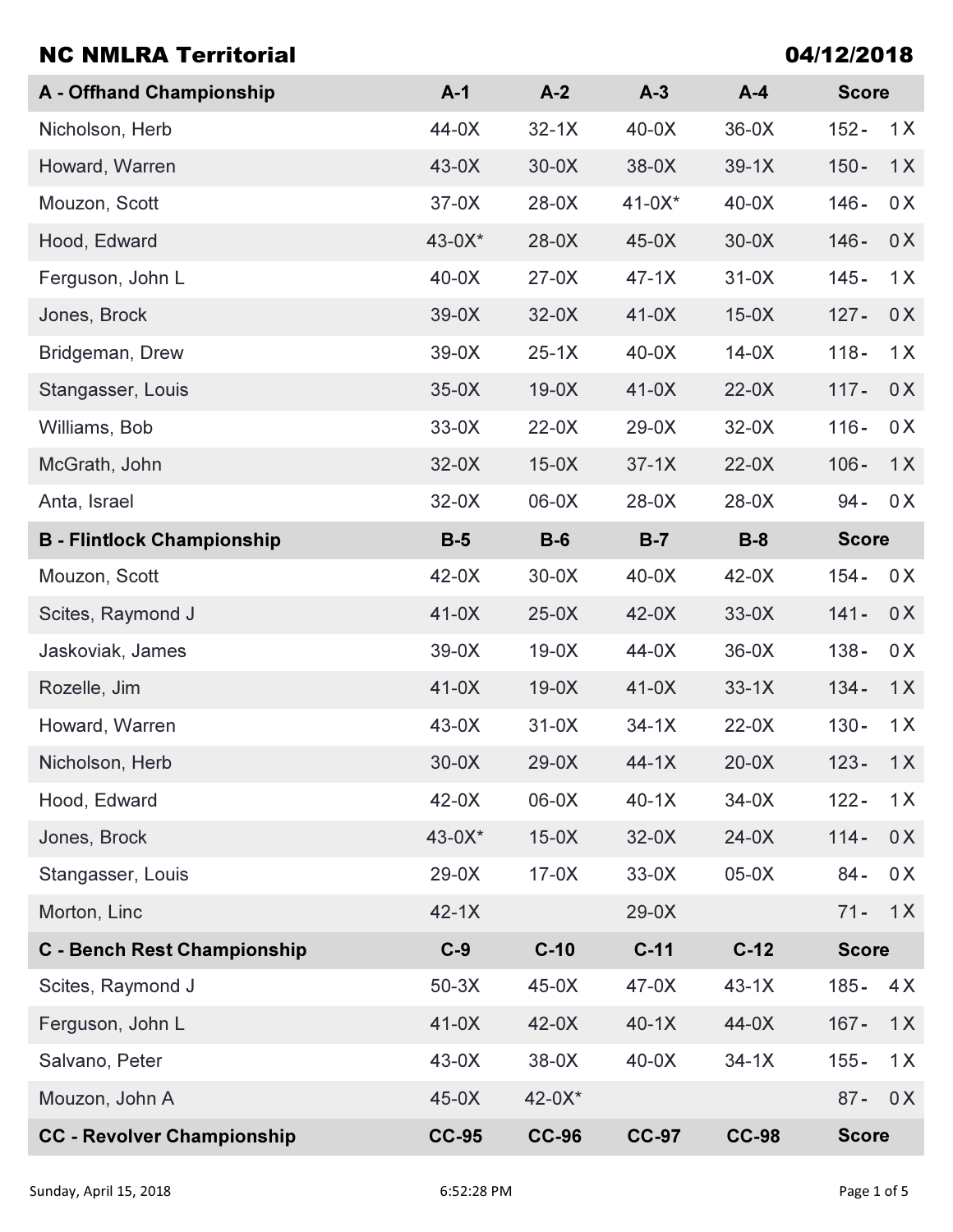## NC NMLRA Territorial

**04/12/2018**

| A - Offhand Championship | A-1 | A-2 | A-3 | A-4 | Score |
|---|---|---|---|---|---|
| Nicholson, Herb | 44-0X | 32-1X | 40-0X | 36-0X | 152 - 1 X |
| Howard, Warren | 43-0X | 30-0X | 38-0X | 39-1X | 150 - 1 X |
| Mouzon, Scott | 37-0X | 28-0X | 41-0X* | 40-0X | 146 - 0 X |
| Hood, Edward | 43-0X* | 28-0X | 45-0X | 30-0X | 146 - 0 X |
| Ferguson, John L | 40-0X | 27-0X | 47-1X | 31-0X | 145 - 1 X |
| Jones, Brock | 39-0X | 32-0X | 41-0X | 15-0X | 127 - 0 X |
| Bridgeman, Drew | 39-0X | 25-1X | 40-0X | 14-0X | 118 - 1 X |
| Stangasser, Louis | 35-0X | 19-0X | 41-0X | 22-0X | 117 - 0 X |
| Williams, Bob | 33-0X | 22-0X | 29-0X | 32-0X | 116 - 0 X |
| McGrath, John | 32-0X | 15-0X | 37-1X | 22-0X | 106 - 1 X |
| Anta, Israel | 32-0X | 06-0X | 28-0X | 28-0X | 94 - 0 X |
| **B - Flintlock Championship** | **B-5** | **B-6** | **B-7** | **B-8** | **Score** |
| Mouzon, Scott | 42-0X | 30-0X | 40-0X | 42-0X | 154 - 0 X |
| Scites, Raymond J | 41-0X | 25-0X | 42-0X | 33-0X | 141 - 0 X |
| Jaskoviak, James | 39-0X | 19-0X | 44-0X | 36-0X | 138 - 0 X |
| Rozelle, Jim | 41-0X | 19-0X | 41-0X | 33-1X | 134 - 1 X |
| Howard, Warren | 43-0X | 31-0X | 34-1X | 22-0X | 130 - 1 X |
| Nicholson, Herb | 30-0X | 29-0X | 44-1X | 20-0X | 123 - 1 X |
| Hood, Edward | 42-0X | 06-0X | 40-1X | 34-0X | 122 - 1 X |
| Jones, Brock | 43-0X* | 15-0X | 32-0X | 24-0X | 114 - 0 X |
| Stangasser, Louis | 29-0X | 17-0X | 33-0X | 05-0X | 84 - 0 X |
| Morton, Linc | 42-1X | | 29-0X | | 71 - 1 X |
| **C - Bench Rest Championship** | **C-9** | **C-10** | **C-11** | **C-12** | **Score** |
| Scites, Raymond J | 50-3X | 45-0X | 47-0X | 43-1X | 185 - 4 X |
| Ferguson, John L | 41-0X | 42-0X | 40-1X | 44-0X | 167 - 1 X |
| Salvano, Peter | 43-0X | 38-0X | 40-0X | 34-1X | 155 - 1 X |
| Mouzon, John A | 45-0X | 42-0X* | | | 87 - 0 X |
| **CC - Revolver Championship** | **CC-95** | **CC-96** | **CC-97** | **CC-98** | **Score** |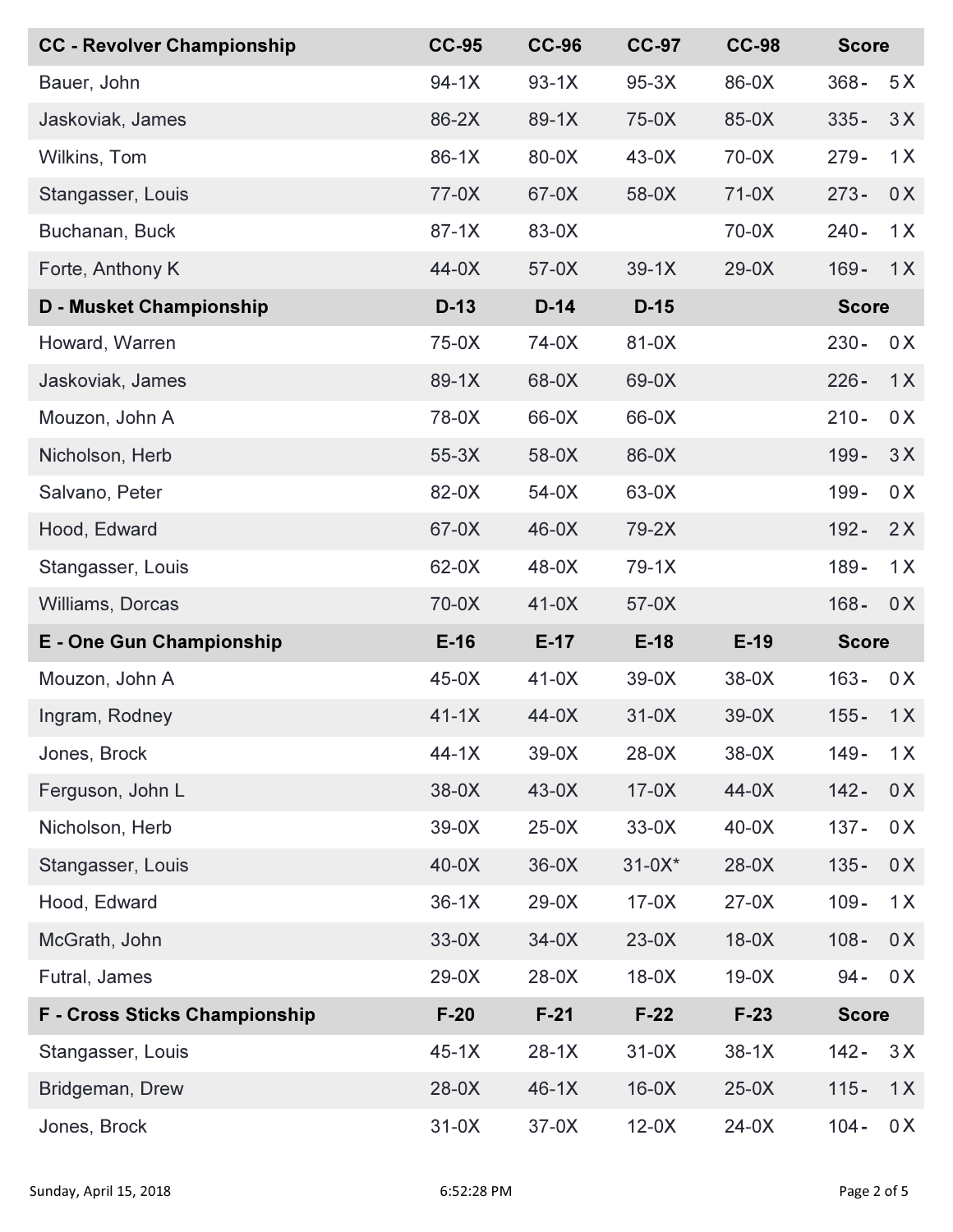| CC - Revolver Championship | CC-95 | CC-96 | CC-97 | CC-98 | Score |
|---|---|---|---|---|---|
| Bauer, John | 94-1X | 93-1X | 95-3X | 86-0X | 368 - 5X |
| Jaskoviak, James | 86-2X | 89-1X | 75-0X | 85-0X | 335 - 3X |
| Wilkins, Tom | 86-1X | 80-0X | 43-0X | 70-0X | 279 - 1X |
| Stangasser, Louis | 77-0X | 67-0X | 58-0X | 71-0X | 273 - 0X |
| Buchanan, Buck | 87-1X | 83-0X | | 70-0X | 240 - 1X |
| Forte, Anthony K | 44-0X | 57-0X | 39-1X | 29-0X | 169 - 1X |

| D - Musket Championship | D-13 | D-14 | D-15 | | Score |
|---|---|---|---|---|---|
| Howard, Warren | 75-0X | 74-0X | 81-0X | | 230 - 0X |
| Jaskoviak, James | 89-1X | 68-0X | 69-0X | | 226 - 1X |
| Mouzon, John A | 78-0X | 66-0X | 66-0X | | 210 - 0X |
| Nicholson, Herb | 55-3X | 58-0X | 86-0X | | 199 - 3X |
| Salvano, Peter | 82-0X | 54-0X | 63-0X | | 199 - 0X |
| Hood, Edward | 67-0X | 46-0X | 79-2X | | 192 - 2X |
| Stangasser, Louis | 62-0X | 48-0X | 79-1X | | 189 - 1X |
| Williams, Dorcas | 70-0X | 41-0X | 57-0X | | 168 - 0X |

| E - One Gun Championship | E-16 | E-17 | E-18 | E-19 | Score |
|---|---|---|---|---|---|
| Mouzon, John A | 45-0X | 41-0X | 39-0X | 38-0X | 163 - 0X |
| Ingram, Rodney | 41-1X | 44-0X | 31-0X | 39-0X | 155 - 1X |
| Jones, Brock | 44-1X | 39-0X | 28-0X | 38-0X | 149 - 1X |
| Ferguson, John L | 38-0X | 43-0X | 17-0X | 44-0X | 142 - 0X |
| Nicholson, Herb | 39-0X | 25-0X | 33-0X | 40-0X | 137 - 0X |
| Stangasser, Louis | 40-0X | 36-0X | 31-0X* | 28-0X | 135 - 0X |
| Hood, Edward | 36-1X | 29-0X | 17-0X | 27-0X | 109 - 1X |
| McGrath, John | 33-0X | 34-0X | 23-0X | 18-0X | 108 - 0X |
| Futral, James | 29-0X | 28-0X | 18-0X | 19-0X | 94 - 0X |

| F - Cross Sticks Championship | F-20 | F-21 | F-22 | F-23 | Score |
|---|---|---|---|---|---|
| Stangasser, Louis | 45-1X | 28-1X | 31-0X | 38-1X | 142 - 3X |
| Bridgeman, Drew | 28-0X | 46-1X | 16-0X | 25-0X | 115 - 1X |
| Jones, Brock | 31-0X | 37-0X | 12-0X | 24-0X | 104 - 0X |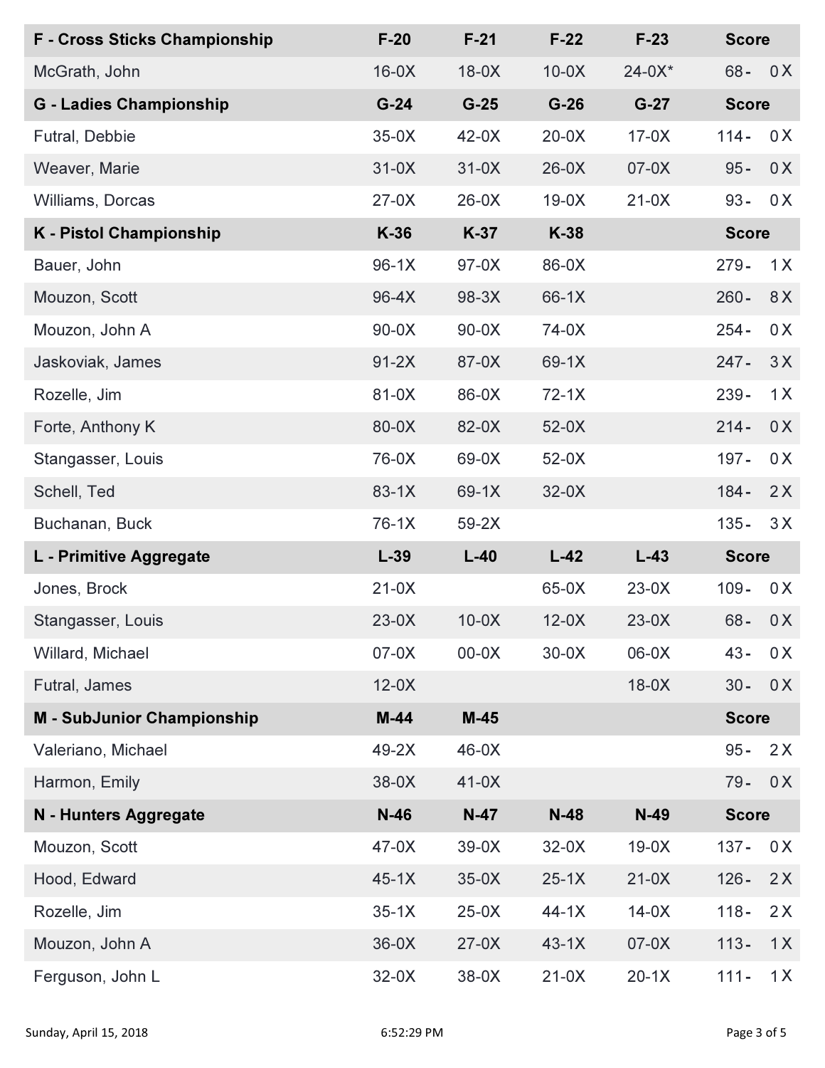| F - Cross Sticks Championship | F-20 | F-21 | F-22 | F-23 | Score |
| --- | --- | --- | --- | --- | --- |
| McGrath, John | 16-0X | 18-0X | 10-0X | 24-0X* | 68 - 0 X |

| G - Ladies Championship | G-24 | G-25 | G-26 | G-27 | Score |
| --- | --- | --- | --- | --- | --- |
| Futral, Debbie | 35-0X | 42-0X | 20-0X | 17-0X | 114 - 0 X |
| Weaver, Marie | 31-0X | 31-0X | 26-0X | 07-0X | 95 - 0 X |
| Williams, Dorcas | 27-0X | 26-0X | 19-0X | 21-0X | 93 - 0 X |

| K - Pistol Championship | K-36 | K-37 | K-38 | | Score |
| --- | --- | --- | --- | --- | --- |
| Bauer, John | 96-1X | 97-0X | 86-0X | | 279 - 1 X |
| Mouzon, Scott | 96-4X | 98-3X | 66-1X | | 260 - 8 X |
| Mouzon, John A | 90-0X | 90-0X | 74-0X | | 254 - 0 X |
| Jaskoviak, James | 91-2X | 87-0X | 69-1X | | 247 - 3 X |
| Rozelle, Jim | 81-0X | 86-0X | 72-1X | | 239 - 1 X |
| Forte, Anthony K | 80-0X | 82-0X | 52-0X | | 214 - 0 X |
| Stangasser, Louis | 76-0X | 69-0X | 52-0X | | 197 - 0 X |
| Schell, Ted | 83-1X | 69-1X | 32-0X | | 184 - 2 X |
| Buchanan, Buck | 76-1X | 59-2X | | | 135 - 3 X |

| L - Primitive Aggregate | L-39 | L-40 | L-42 | L-43 | Score |
| --- | --- | --- | --- | --- | --- |
| Jones, Brock | 21-0X | | 65-0X | 23-0X | 109 - 0 X |
| Stangasser, Louis | 23-0X | 10-0X | 12-0X | 23-0X | 68 - 0 X |
| Willard, Michael | 07-0X | 00-0X | 30-0X | 06-0X | 43 - 0 X |
| Futral, James | 12-0X | | | 18-0X | 30 - 0 X |

| M - SubJunior Championship | M-44 | M-45 | | | Score |
| --- | --- | --- | --- | --- | --- |
| Valeriano, Michael | 49-2X | 46-0X | | | 95 - 2 X |
| Harmon, Emily | 38-0X | 41-0X | | | 79 - 0 X |

| N - Hunters Aggregate | N-46 | N-47 | N-48 | N-49 | Score |
| --- | --- | --- | --- | --- | --- |
| Mouzon, Scott | 47-0X | 39-0X | 32-0X | 19-0X | 137 - 0 X |
| Hood, Edward | 45-1X | 35-0X | 25-1X | 21-0X | 126 - 2 X |
| Rozelle, Jim | 35-1X | 25-0X | 44-1X | 14-0X | 118 - 2 X |
| Mouzon, John A | 36-0X | 27-0X | 43-1X | 07-0X | 113 - 1 X |
| Ferguson, John L | 32-0X | 38-0X | 21-0X | 20-1X | 111 - 1 X |

Sunday, April 15, 2018 6:52:29 PM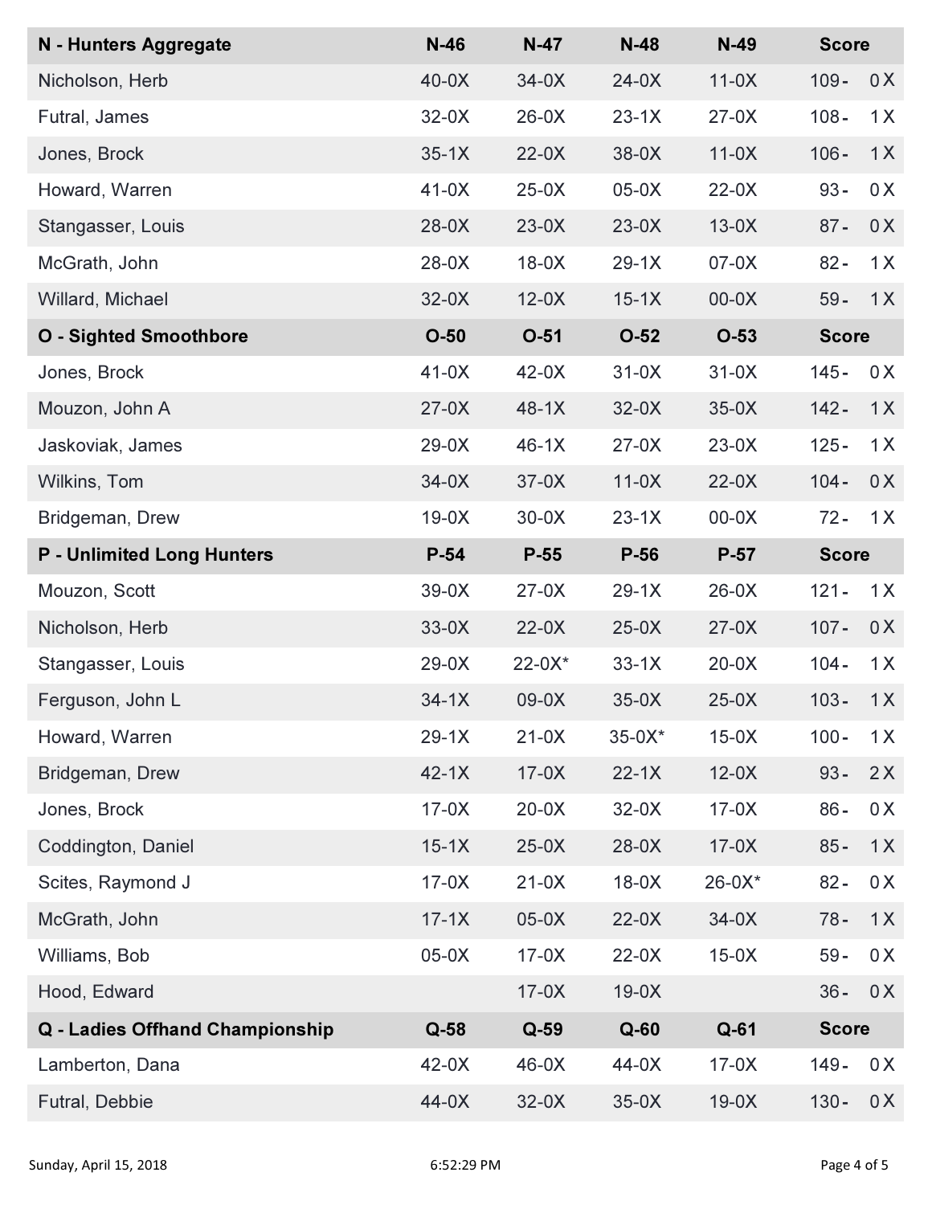| N - Hunters Aggregate | N-46 | N-47 | N-48 | N-49 | Score |
|---|---|---|---|---|---|
| Nicholson, Herb | 40-0X | 34-0X | 24-0X | 11-0X | 109 - 0 X |
| Futral, James | 32-0X | 26-0X | 23-1X | 27-0X | 108 - 1 X |
| Jones, Brock | 35-1X | 22-0X | 38-0X | 11-0X | 106 - 1 X |
| Howard, Warren | 41-0X | 25-0X | 05-0X | 22-0X | 93 - 0 X |
| Stangasser, Louis | 28-0X | 23-0X | 23-0X | 13-0X | 87 - 0 X |
| McGrath, John | 28-0X | 18-0X | 29-1X | 07-0X | 82 - 1 X |
| Willard, Michael | 32-0X | 12-0X | 15-1X | 00-0X | 59 - 1 X |

| O - Sighted Smoothbore | O-50 | O-51 | O-52 | O-53 | Score |
|---|---|---|---|---|---|
| Jones, Brock | 41-0X | 42-0X | 31-0X | 31-0X | 145 - 0 X |
| Mouzon, John A | 27-0X | 48-1X | 32-0X | 35-0X | 142 - 1 X |
| Jaskoviak, James | 29-0X | 46-1X | 27-0X | 23-0X | 125 - 1 X |
| Wilkins, Tom | 34-0X | 37-0X | 11-0X | 22-0X | 104 - 0 X |
| Bridgeman, Drew | 19-0X | 30-0X | 23-1X | 00-0X | 72 - 1 X |

| P - Unlimited Long Hunters | P-54 | P-55 | P-56 | P-57 | Score |
|---|---|---|---|---|---|
| Mouzon, Scott | 39-0X | 27-0X | 29-1X | 26-0X | 121 - 1 X |
| Nicholson, Herb | 33-0X | 22-0X | 25-0X | 27-0X | 107 - 0 X |
| Stangasser, Louis | 29-0X | 22-0X* | 33-1X | 20-0X | 104 - 1 X |
| Ferguson, John L | 34-1X | 09-0X | 35-0X | 25-0X | 103 - 1 X |
| Howard, Warren | 29-1X | 21-0X | 35-0X* | 15-0X | 100 - 1 X |
| Bridgeman, Drew | 42-1X | 17-0X | 22-1X | 12-0X | 93 - 2 X |
| Jones, Brock | 17-0X | 20-0X | 32-0X | 17-0X | 86 - 0 X |
| Coddington, Daniel | 15-1X | 25-0X | 28-0X | 17-0X | 85 - 1 X |
| Scites, Raymond J | 17-0X | 21-0X | 18-0X | 26-0X* | 82 - 0 X |
| McGrath, John | 17-1X | 05-0X | 22-0X | 34-0X | 78 - 1 X |
| Williams, Bob | 05-0X | 17-0X | 22-0X | 15-0X | 59 - 0 X |
| Hood, Edward | | 17-0X | 19-0X | | 36 - 0 X |

| Q - Ladies Offhand Championship | Q-58 | Q-59 | Q-60 | Q-61 | Score |
|---|---|---|---|---|---|
| Lamberton, Dana | 42-0X | 46-0X | 44-0X | 17-0X | 149 - 0 X |
| Futral, Debbie | 44-0X | 32-0X | 35-0X | 19-0X | 130 - 0 X |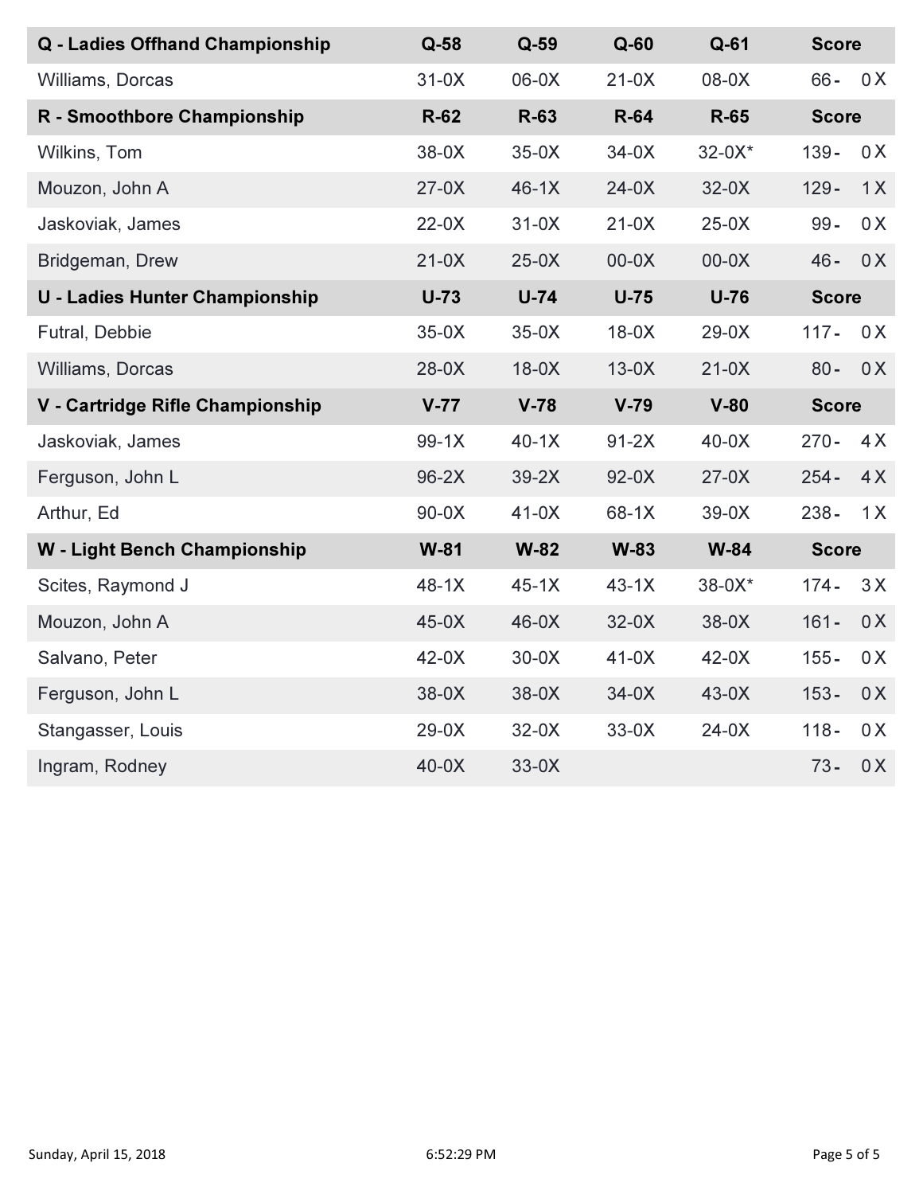| Q - Ladies Offhand Championship | Q-58 | Q-59 | Q-60 | Q-61 | Score |
|---|---|---|---|---|---|
| Williams, Dorcas | 31-0X | 06-0X | 21-0X | 08-0X | 66 - 0 X |

| R - Smoothbore Championship | R-62 | R-63 | R-64 | R-65 | Score |
|---|---|---|---|---|---|
| Wilkins, Tom | 38-0X | 35-0X | 34-0X | 32-0X* | 139 - 0 X |
| Mouzon, John A | 27-0X | 46-1X | 24-0X | 32-0X | 129 - 1 X |
| Jaskoviak, James | 22-0X | 31-0X | 21-0X | 25-0X | 99 - 0 X |
| Bridgeman, Drew | 21-0X | 25-0X | 00-0X | 00-0X | 46 - 0 X |

| U - Ladies Hunter Championship | U-73 | U-74 | U-75 | U-76 | Score |
|---|---|---|---|---|---|
| Futral, Debbie | 35-0X | 35-0X | 18-0X | 29-0X | 117 - 0 X |
| Williams, Dorcas | 28-0X | 18-0X | 13-0X | 21-0X | 80 - 0 X |

| V - Cartridge Rifle Championship | V-77 | V-78 | V-79 | V-80 | Score |
|---|---|---|---|---|---|
| Jaskoviak, James | 99-1X | 40-1X | 91-2X | 40-0X | 270 - 4 X |
| Ferguson, John L | 96-2X | 39-2X | 92-0X | 27-0X | 254 - 4 X |
| Arthur, Ed | 90-0X | 41-0X | 68-1X | 39-0X | 238 - 1 X |

| W - Light Bench Championship | W-81 | W-82 | W-83 | W-84 | Score |
|---|---|---|---|---|---|
| Scites, Raymond J | 48-1X | 45-1X | 43-1X | 38-0X* | 174 - 3 X |
| Mouzon, John A | 45-0X | 46-0X | 32-0X | 38-0X | 161 - 0 X |
| Salvano, Peter | 42-0X | 30-0X | 41-0X | 42-0X | 155 - 0 X |
| Ferguson, John L | 38-0X | 38-0X | 34-0X | 43-0X | 153 - 0 X |
| Stangasser, Louis | 29-0X | 32-0X | 33-0X | 24-0X | 118 - 0 X |
| Ingram, Rodney | 40-0X | 33-0X | | | 73 - 0 X |

Sunday, April 15, 2018 6:52:29 PM